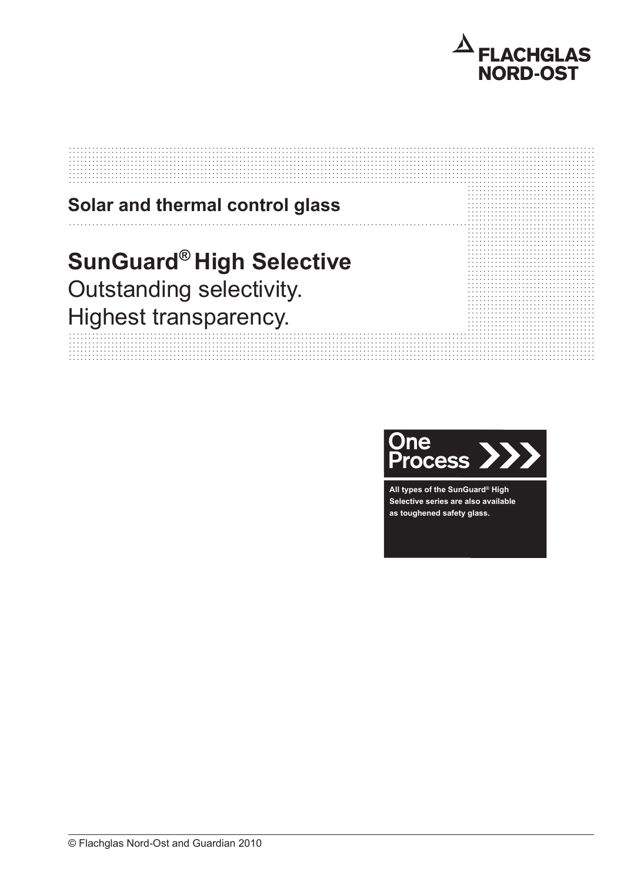FLACHGLAS NORD-OST

**Solar and thermal control glass**

# SunGuard® High Selective

Outstanding selectivity.
Highest transparency.

One Process

**All types of the SunGuard® High Selective series are also available as toughened safety glass.**

© Flachglas Nord-Ost and Guardian 2010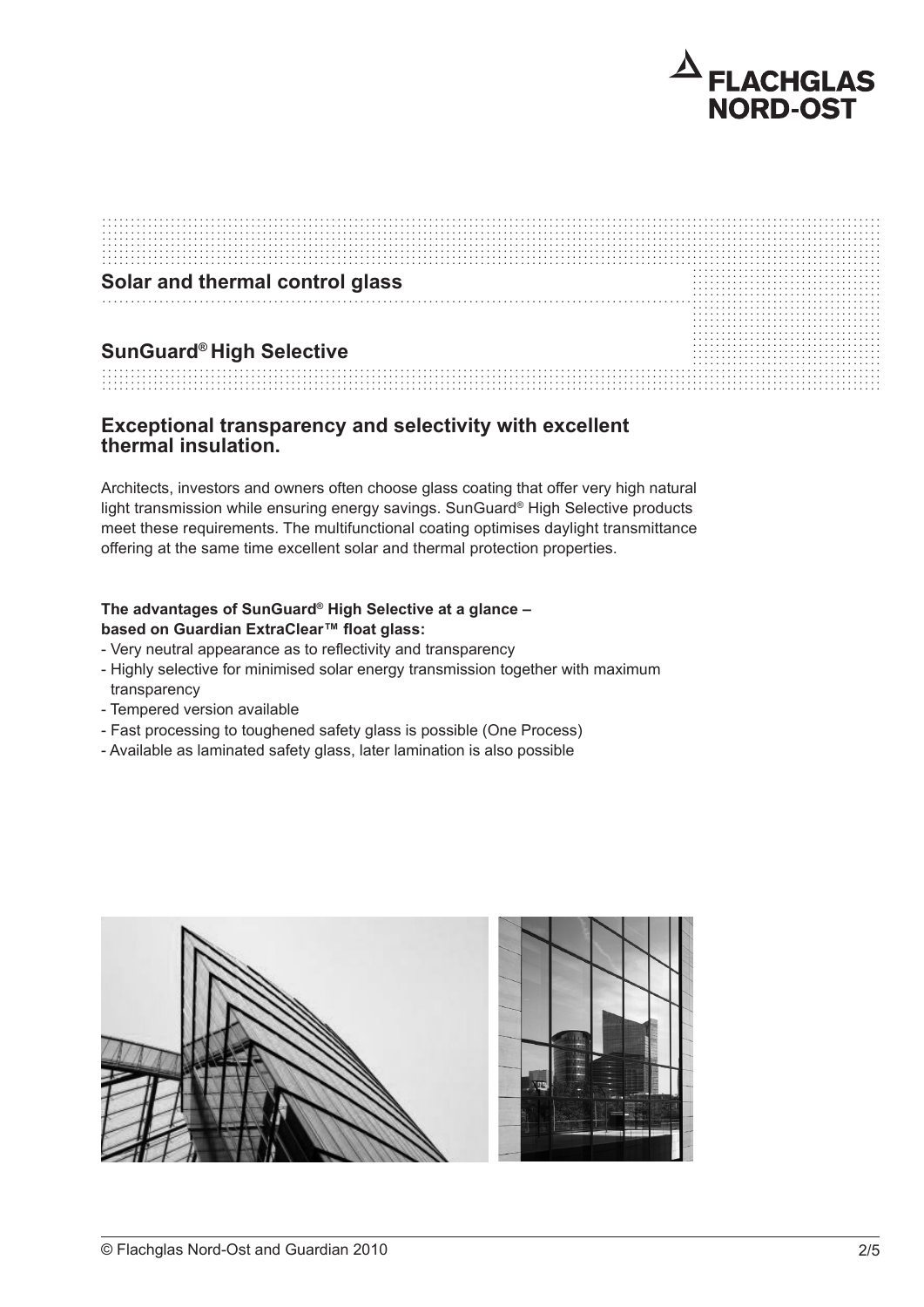## Solar and thermal control glass

## SunGuard® High Selective

### Exceptional transparency and selectivity with excellent thermal insulation.

Architects, investors and owners often choose glass coating that offer very high natural light transmission while ensuring energy savings. SunGuard® High Selective products meet these requirements. The multifunctional coating optimises daylight transmittance offering at the same time excellent solar and thermal protection properties.

**The advantages of SunGuard® High Selective at a glance – based on Guardian ExtraClear™ float glass:**

- Very neutral appearance as to reflectivity and transparency
- Highly selective for minimised solar energy transmission together with maximum transparency
- Tempered version available
- Fast processing to toughened safety glass is possible (One Process)
- Available as laminated safety glass, later lamination is also possible

© Flachglas Nord-Ost and Guardian 2010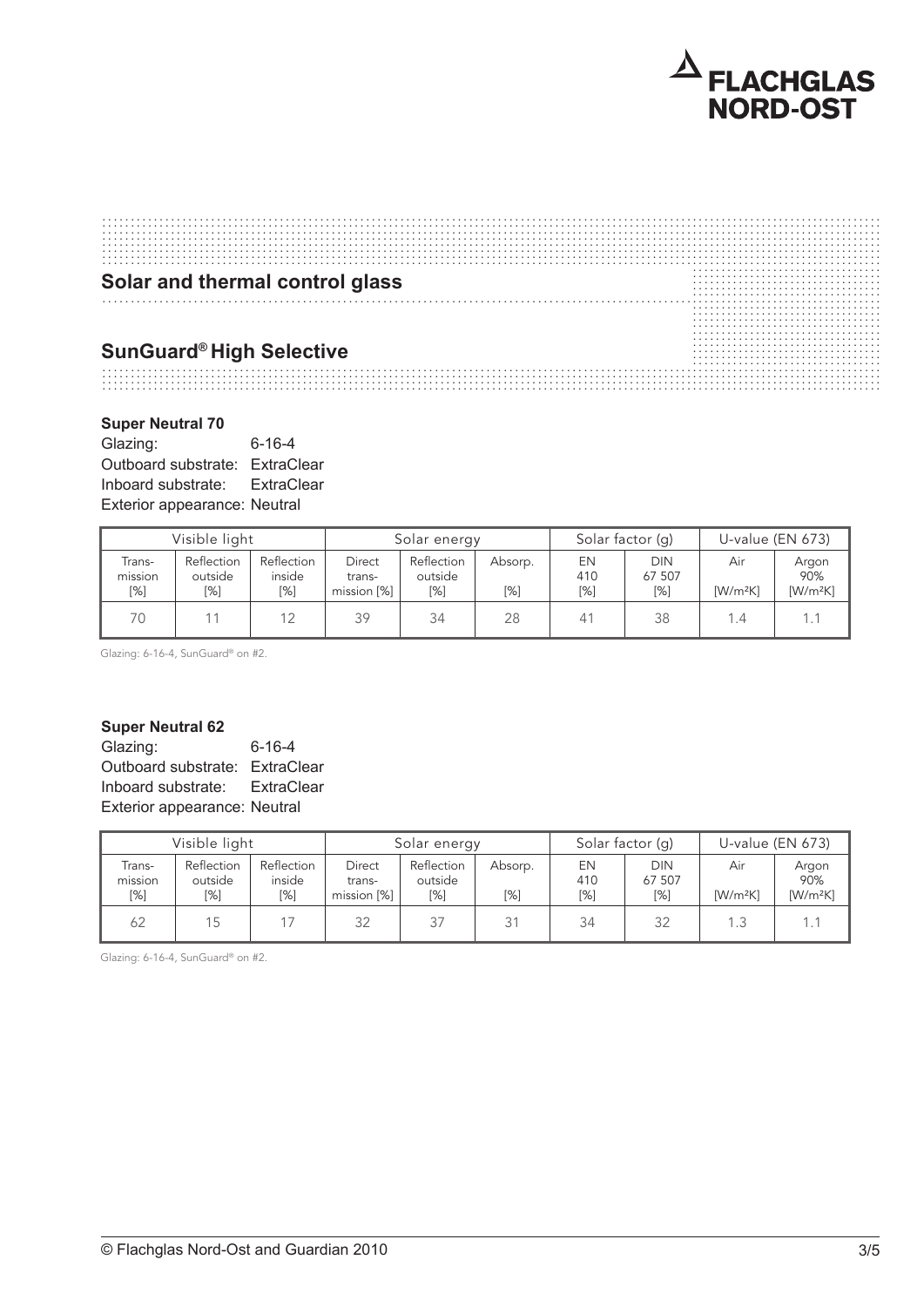# Solar and thermal control glass

## SunGuard® High Selective

**Super Neutral 70**
Glazing: 6-16-4
Outboard substrate: ExtraClear
Inboard substrate: ExtraClear
Exterior appearance: Neutral

| Visible light | | | Solar energy | | | Solar factor (g) | | U-value (EN 673) | |
|---|---|---|---|---|---|---|---|---|---|
| Trans-mission [%] | Reflection outside [%] | Reflection inside [%] | Direct trans-mission [%] | Reflection outside [%] | Absorp. [%] | EN 410 [%] | DIN 67 507 [%] | Air [W/m²K] | Argon 90% [W/m²K] |
| 70 | 11 | 12 | 39 | 34 | 28 | 41 | 38 | 1.4 | 1.1 |

Glazing: 6-16-4, SunGuard® on #2.

**Super Neutral 62**
Glazing: 6-16-4
Outboard substrate: ExtraClear
Inboard substrate: ExtraClear
Exterior appearance: Neutral

| Visible light | | | Solar energy | | | Solar factor (g) | | U-value (EN 673) | |
|---|---|---|---|---|---|---|---|---|---|
| Trans-mission [%] | Reflection outside [%] | Reflection inside [%] | Direct trans-mission [%] | Reflection outside [%] | Absorp. [%] | EN 410 [%] | DIN 67 507 [%] | Air [W/m²K] | Argon 90% [W/m²K] |
| 62 | 15 | 17 | 32 | 37 | 31 | 34 | 32 | 1.3 | 1.1 |

Glazing: 6-16-4, SunGuard® on #2.

© Flachglas Nord-Ost and Guardian 2010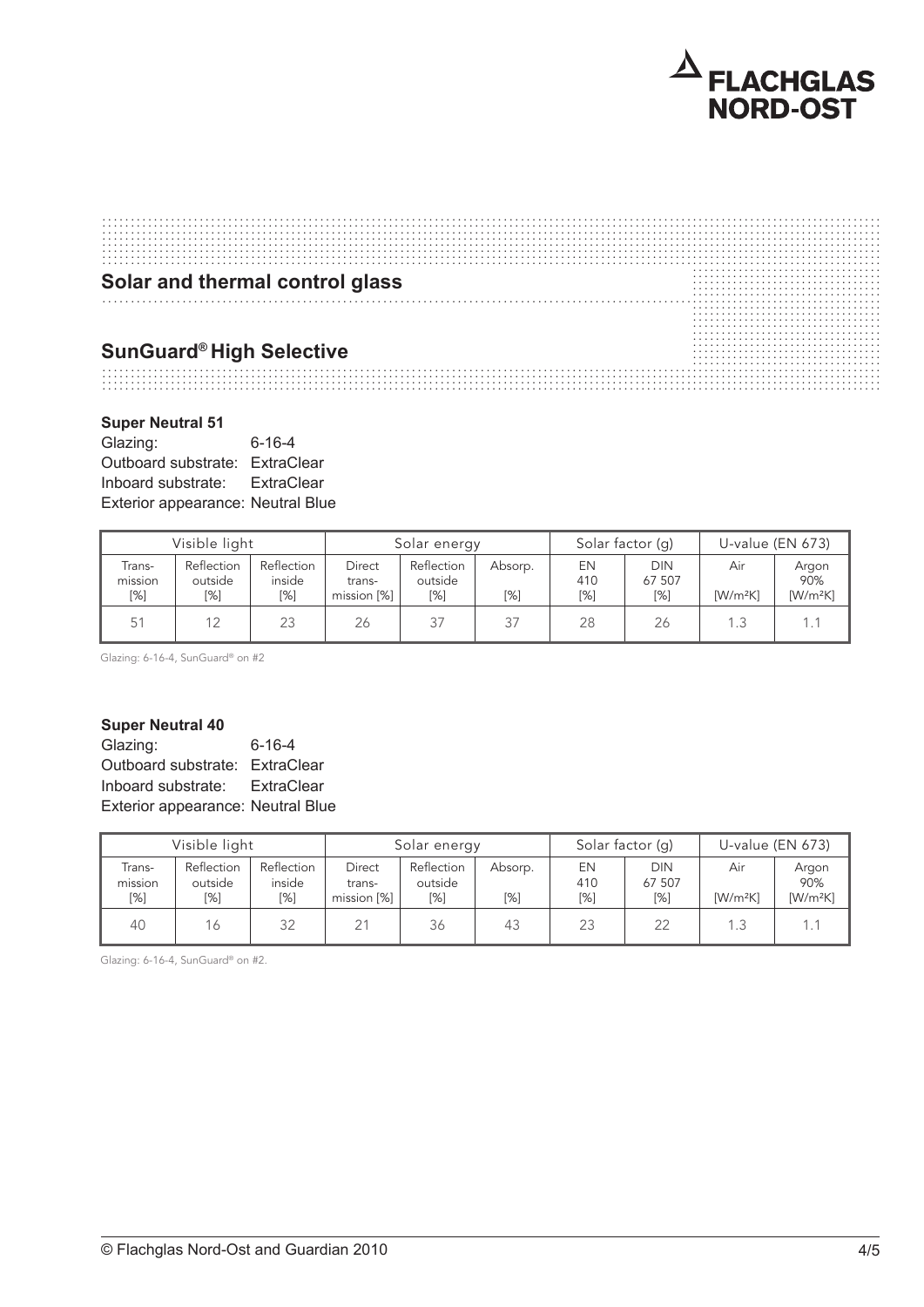## Solar and thermal control glass

## SunGuard® High Selective

**Super Neutral 51**

Glazing: 6-16-4
Outboard substrate: ExtraClear
Inboard substrate: ExtraClear
Exterior appearance: Neutral Blue

| Visible light | | | Solar energy | | | Solar factor (g) | | U-value (EN 673) | |
|---|---|---|---|---|---|---|---|---|---|
| Trans-mission [%] | Reflection outside [%] | Reflection inside [%] | Direct trans-mission [%] | Reflection outside [%] | Absorp. [%] | EN 410 [%] | DIN 67 507 [%] | Air [W/m²K] | Argon 90% [W/m²K] |
| 51 | 12 | 23 | 26 | 37 | 37 | 28 | 26 | 1.3 | 1.1 |

Glazing: 6-16-4, SunGuard® on #2

**Super Neutral 40**

Glazing: 6-16-4
Outboard substrate: ExtraClear
Inboard substrate: ExtraClear
Exterior appearance: Neutral Blue

| Visible light | | | Solar energy | | | Solar factor (g) | | U-value (EN 673) | |
|---|---|---|---|---|---|---|---|---|---|
| Trans-mission [%] | Reflection outside [%] | Reflection inside [%] | Direct trans-mission [%] | Reflection outside [%] | Absorp. [%] | EN 410 [%] | DIN 67 507 [%] | Air [W/m²K] | Argon 90% [W/m²K] |
| 40 | 16 | 32 | 21 | 36 | 43 | 23 | 22 | 1.3 | 1.1 |

Glazing: 6-16-4, SunGuard® on #2.

© Flachglas Nord-Ost and Guardian 2010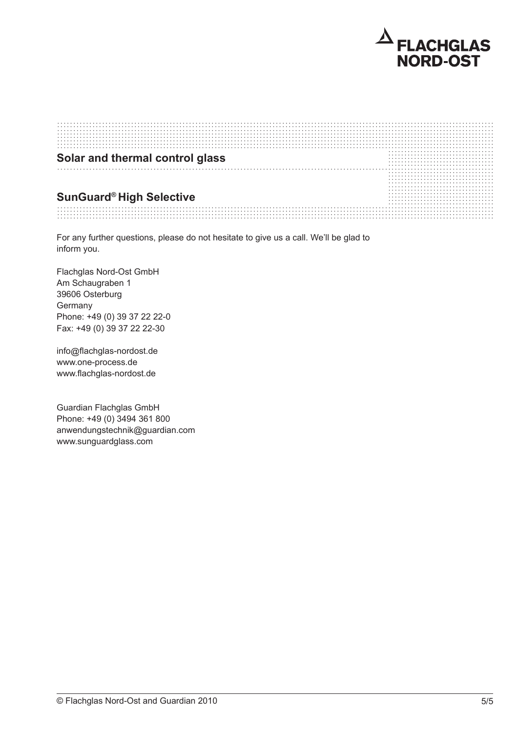## Solar and thermal control glass

## SunGuard® High Selective

For any further questions, please do not hesitate to give us a call. We'll be glad to inform you.

Flachglas Nord-Ost GmbH
Am Schaugraben 1
39606 Osterburg
Germany
Phone: +49 (0) 39 37 22 22-0
Fax: +49 (0) 39 37 22 22-30

info@flachglas-nordost.de
www.one-process.de
www.flachglas-nordost.de

Guardian Flachglas GmbH
Phone: +49 (0) 3494 361 800
anwendungstechnik@guardian.com
www.sunguardglass.com

© Flachglas Nord-Ost and Guardian 2010